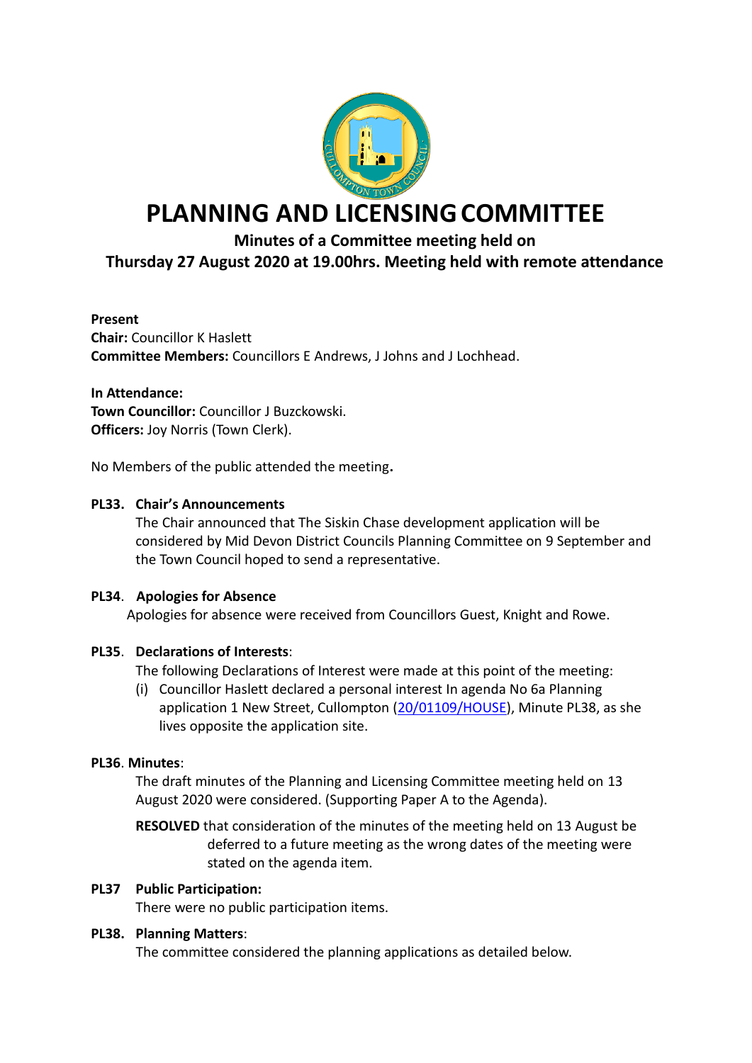# PLANNING AND LICENSING COMMITTEE

## Minutes of a Committee meeting held on Thursday 27 August 2020 at 19.00hrs. Meeting held with remote attendance

**Present**
**Chair:** Councillor K Haslett
**Committee Members:** Councillors E Andrews, J Johns and J Lochhead.

**In Attendance:**
**Town Councillor:** Councillor J Buzckowski.
**Officers:** Joy Norris (Town Clerk).

No Members of the public attended the meeting.

**PL33. Chair's Announcements**

The Chair announced that The Siskin Chase development application will be considered by Mid Devon District Councils Planning Committee on 9 September and the Town Council hoped to send a representative.

**PL34. Apologies for Absence**

Apologies for absence were received from Councillors Guest, Knight and Rowe.

**PL35. Declarations of Interests:**

The following Declarations of Interest were made at this point of the meeting:

(i) Councillor Haslett declared a personal interest In agenda No 6a Planning application 1 New Street, Cullompton (20/01109/HOUSE), Minute PL38, as she lives opposite the application site.

**PL36. Minutes:**

The draft minutes of the Planning and Licensing Committee meeting held on 13 August 2020 were considered. (Supporting Paper A to the Agenda).

**RESOLVED** that consideration of the minutes of the meeting held on 13 August be deferred to a future meeting as the wrong dates of the meeting were stated on the agenda item.

**PL37 Public Participation:**

There were no public participation items.

**PL38. Planning Matters:**

The committee considered the planning applications as detailed below.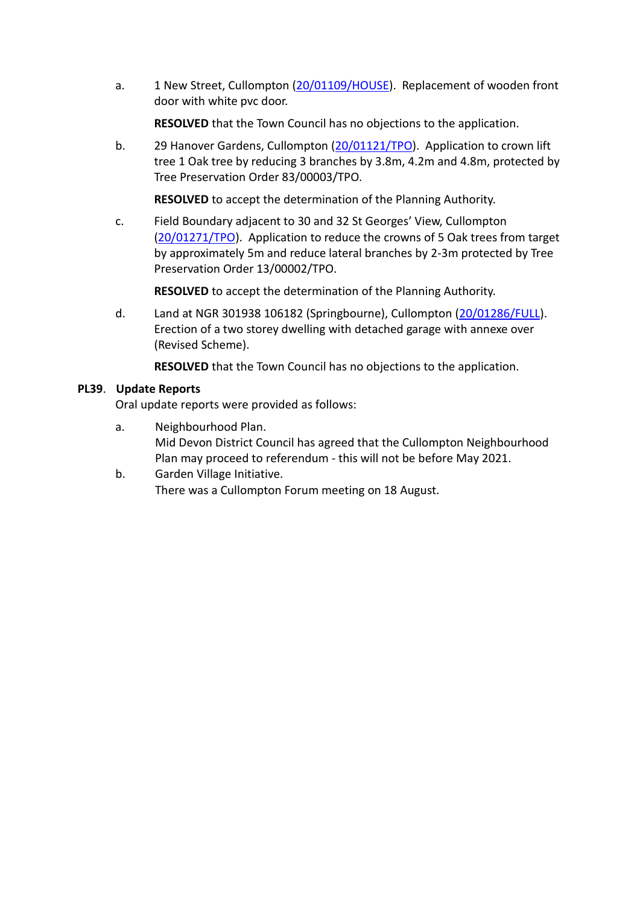a. 1 New Street, Cullompton ([20/01109/HOUSE]). Replacement of wooden front door with white pvc door.

   **RESOLVED** that the Town Council has no objections to the application.

b. 29 Hanover Gardens, Cullompton ([20/01121/TPO]). Application to crown lift tree 1 Oak tree by reducing 3 branches by 3.8m, 4.2m and 4.8m, protected by Tree Preservation Order 83/00003/TPO.

   **RESOLVED** to accept the determination of the Planning Authority.

c. Field Boundary adjacent to 30 and 32 St Georges' View, Cullompton ([20/01271/TPO]). Application to reduce the crowns of 5 Oak trees from target by approximately 5m and reduce lateral branches by 2-3m protected by Tree Preservation Order 13/00002/TPO.

   **RESOLVED** to accept the determination of the Planning Authority.

d. Land at NGR 301938 106182 (Springbourne), Cullompton ([20/01286/FULL]). Erection of a two storey dwelling with detached garage with annexe over (Revised Scheme).

   **RESOLVED** that the Town Council has no objections to the application.

**PL39**. **Update Reports**

Oral update reports were provided as follows:

a. Neighbourhood Plan.
   Mid Devon District Council has agreed that the Cullompton Neighbourhood Plan may proceed to referendum - this will not be before May 2021.

b. Garden Village Initiative.
   There was a Cullompton Forum meeting on 18 August.